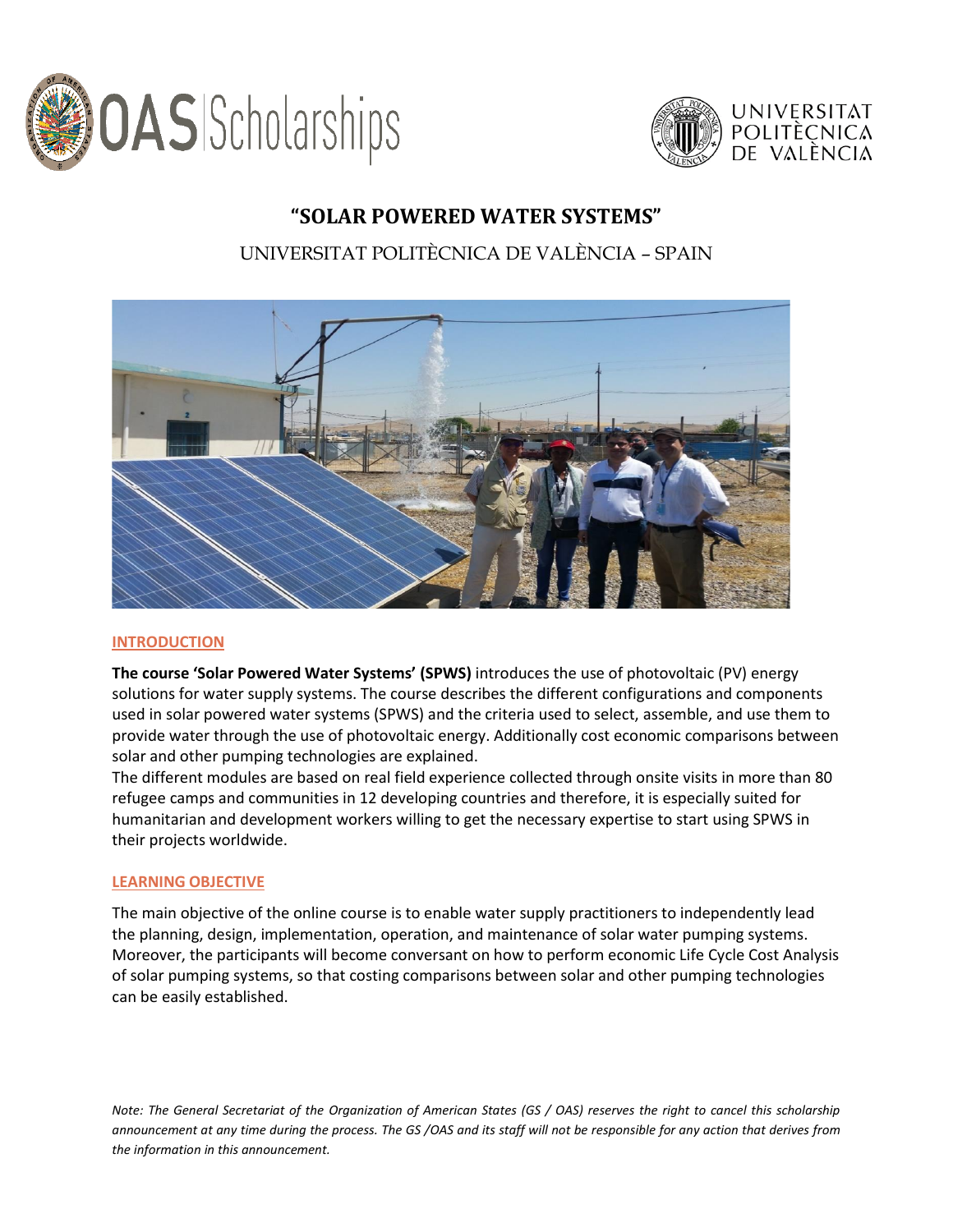# "SOLAR POWERED WATER SYSTEMS"

UNIVERSITAT POLITÈCNICA DE VALÈNCIA – SPAIN

## INTRODUCTION

**The course 'Solar Powered Water Systems' (SPWS)** introduces the use of photovoltaic (PV) energy solutions for water supply systems. The course describes the different configurations and components used in solar powered water systems (SPWS) and the criteria used to select, assemble, and use them to provide water through the use of photovoltaic energy. Additionally cost economic comparisons between solar and other pumping technologies are explained.

The different modules are based on real field experience collected through onsite visits in more than 80 refugee camps and communities in 12 developing countries and therefore, it is especially suited for humanitarian and development workers willing to get the necessary expertise to start using SPWS in their projects worldwide.

## LEARNING OBJECTIVE

The main objective of the online course is to enable water supply practitioners to independently lead the planning, design, implementation, operation, and maintenance of solar water pumping systems. Moreover, the participants will become conversant on how to perform economic Life Cycle Cost Analysis of solar pumping systems, so that costing comparisons between solar and other pumping technologies can be easily established.

*Note: The General Secretariat of the Organization of American States (GS / OAS) reserves the right to cancel this scholarship announcement at any time during the process. The GS /OAS and its staff will not be responsible for any action that derives from the information in this announcement.*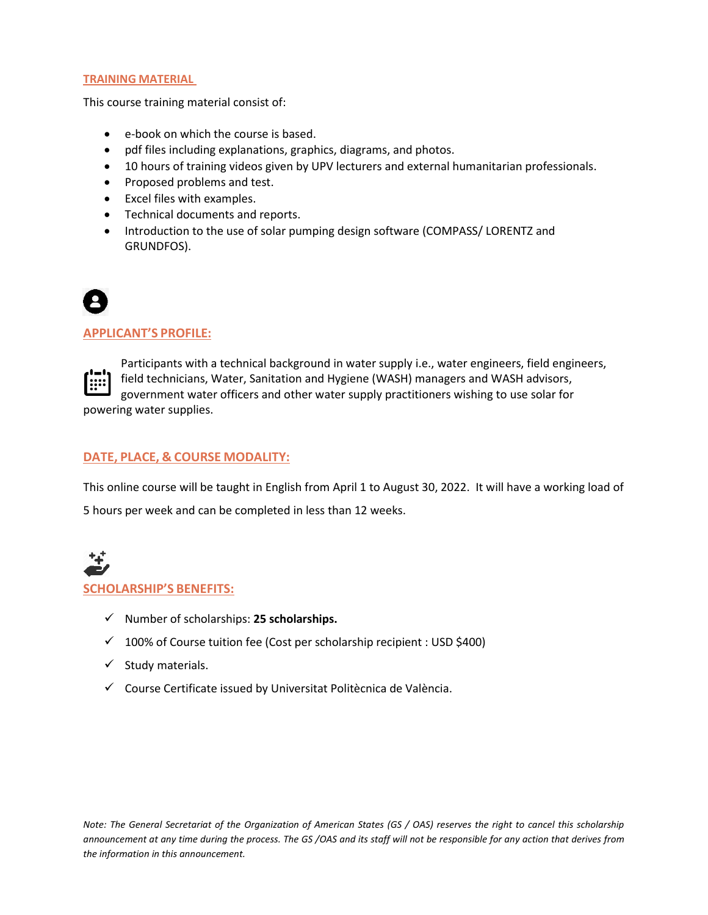## TRAINING MATERIAL

This course training material consist of:

- e-book on which the course is based.
- pdf files including explanations, graphics, diagrams, and photos.
- 10 hours of training videos given by UPV lecturers and external humanitarian professionals.
- Proposed problems and test.
- Excel files with examples.
- Technical documents and reports.
- Introduction to the use of solar pumping design software (COMPASS/ LORENTZ and GRUNDFOS).

## APPLICANT'S PROFILE:

Participants with a technical background in water supply i.e., water engineers, field engineers, field technicians, Water, Sanitation and Hygiene (WASH) managers and WASH advisors, government water officers and other water supply practitioners wishing to use solar for powering water supplies.

## DATE, PLACE, & COURSE MODALITY:

This online course will be taught in English from April 1 to August 30, 2022. It will have a working load of 5 hours per week and can be completed in less than 12 weeks.

## SCHOLARSHIP'S BENEFITS:

- ✓ Number of scholarships: **25 scholarships.**
- ✓ 100% of Course tuition fee (Cost per scholarship recipient : USD $400)
- ✓ Study materials.
- ✓ Course Certificate issued by Universitat Politècnica de València.

*Note: The General Secretariat of the Organization of American States (GS / OAS) reserves the right to cancel this scholarship announcement at any time during the process. The GS /OAS and its staff will not be responsible for any action that derives from the information in this announcement.*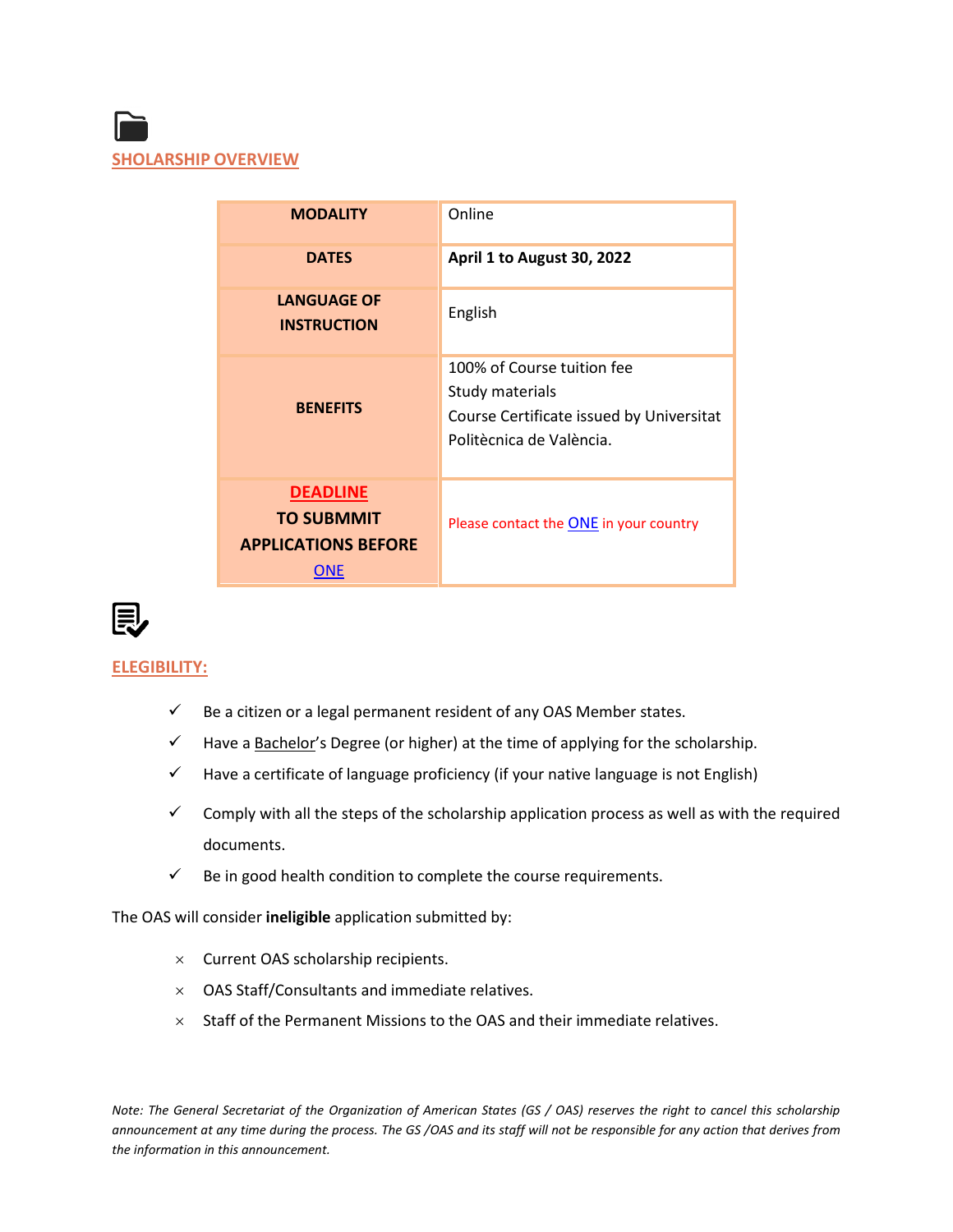## SHOLARSHIP OVERVIEW

| | |
|---|---|
| **MODALITY** | Online |
| **DATES** | **April 1 to August 30, 2022** |
| **LANGUAGE OF INSTRUCTION** | English |
| **BENEFITS** | 100% of Course tuition fee<br>Study materials<br>Course Certificate issued by Universitat Politècnica de València. |
| **DEADLINE TO SUBMMIT APPLICATIONS BEFORE ONE** | Please contact the ONE in your country |

## ELEGIBILITY:

- ✓ Be a citizen or a legal permanent resident of any OAS Member states.
- ✓ Have a Bachelor's Degree (or higher) at the time of applying for the scholarship.
- ✓ Have a certificate of language proficiency (if your native language is not English)
- ✓ Comply with all the steps of the scholarship application process as well as with the required documents.
- ✓ Be in good health condition to complete the course requirements.

The OAS will consider **ineligible** application submitted by:

- × Current OAS scholarship recipients.
- × OAS Staff/Consultants and immediate relatives.
- × Staff of the Permanent Missions to the OAS and their immediate relatives.

*Note: The General Secretariat of the Organization of American States (GS / OAS) reserves the right to cancel this scholarship announcement at any time during the process. The GS /OAS and its staff will not be responsible for any action that derives from the information in this announcement.*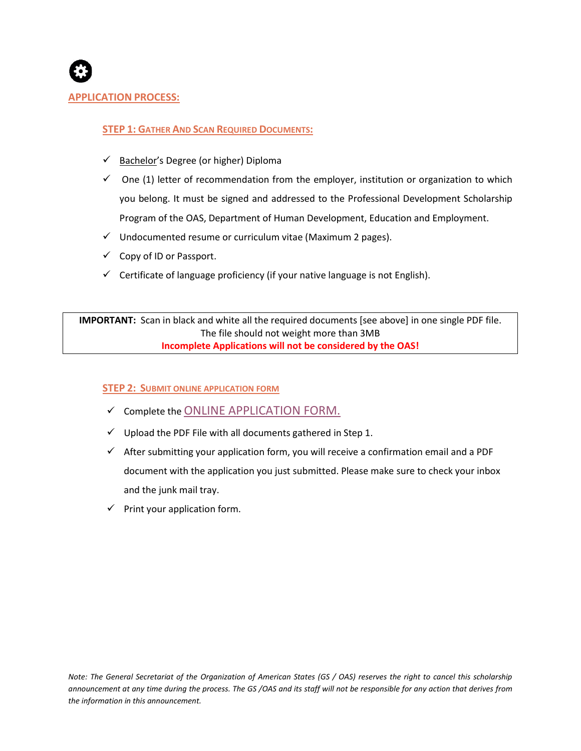## APPLICATION PROCESS:

### STEP 1: GATHER AND SCAN REQUIRED DOCUMENTS:

- ✓ Bachelor's Degree (or higher) Diploma
- ✓ One (1) letter of recommendation from the employer, institution or organization to which you belong. It must be signed and addressed to the Professional Development Scholarship Program of the OAS, Department of Human Development, Education and Employment.
- ✓ Undocumented resume or curriculum vitae (Maximum 2 pages).
- ✓ Copy of ID or Passport.
- ✓ Certificate of language proficiency (if your native language is not English).

**IMPORTANT:** Scan in black and white all the required documents [see above] in one single PDF file.
The file should not weight more than 3MB
**Incomplete Applications will not be considered by the OAS!**

### STEP 2: SUBMIT ONLINE APPLICATION FORM

- ✓ Complete the ONLINE APPLICATION FORM.
- ✓ Upload the PDF File with all documents gathered in Step 1.
- ✓ After submitting your application form, you will receive a confirmation email and a PDF document with the application you just submitted. Please make sure to check your inbox and the junk mail tray.
- ✓ Print your application form.

*Note: The General Secretariat of the Organization of American States (GS / OAS) reserves the right to cancel this scholarship announcement at any time during the process. The GS /OAS and its staff will not be responsible for any action that derives from the information in this announcement.*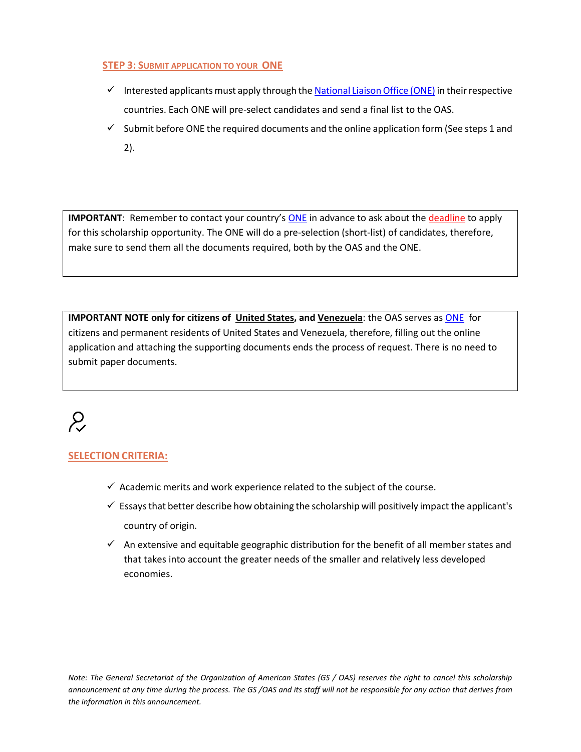## STEP 3: SUBMIT APPLICATION TO YOUR ONE

- ✓ Interested applicants must apply through the National Liaison Office (ONE) in their respective countries. Each ONE will pre-select candidates and send a final list to the OAS.
- ✓ Submit before ONE the required documents and the online application form (See steps 1 and 2).

> **IMPORTANT**: Remember to contact your country's ONE in advance to ask about the deadline to apply for this scholarship opportunity. The ONE will do a pre-selection (short-list) of candidates, therefore, make sure to send them all the documents required, both by the OAS and the ONE.

> **IMPORTANT NOTE only for citizens of United States, and Venezuela**: the OAS serves as ONE for citizens and permanent residents of United States and Venezuela, therefore, filling out the online application and attaching the supporting documents ends the process of request. There is no need to submit paper documents.

## SELECTION CRITERIA:

- ✓ Academic merits and work experience related to the subject of the course.
- ✓ Essays that better describe how obtaining the scholarship will positively impact the applicant's country of origin.
- ✓ An extensive and equitable geographic distribution for the benefit of all member states and that takes into account the greater needs of the smaller and relatively less developed economies.

*Note: The General Secretariat of the Organization of American States (GS / OAS) reserves the right to cancel this scholarship announcement at any time during the process. The GS /OAS and its staff will not be responsible for any action that derives from the information in this announcement.*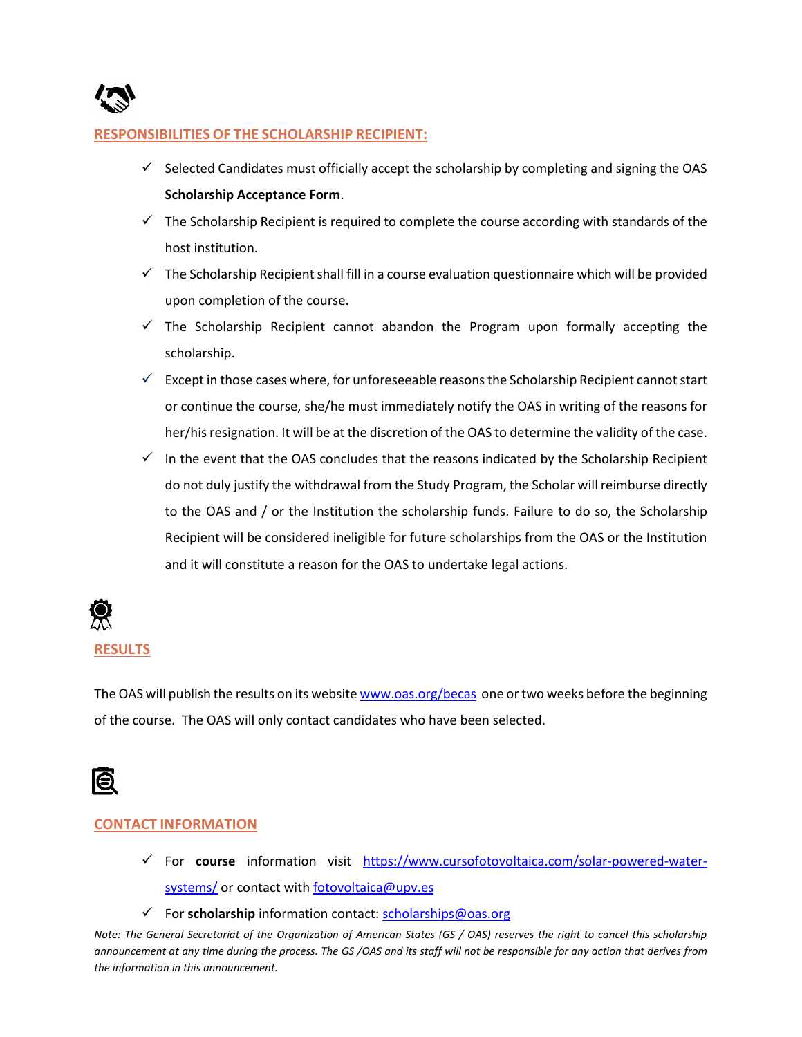## RESPONSIBILITIES OF THE SCHOLARSHIP RECIPIENT:

- ✓ Selected Candidates must officially accept the scholarship by completing and signing the OAS **Scholarship Acceptance Form**.
- ✓ The Scholarship Recipient is required to complete the course according with standards of the host institution.
- ✓ The Scholarship Recipient shall fill in a course evaluation questionnaire which will be provided upon completion of the course.
- ✓ The Scholarship Recipient cannot abandon the Program upon formally accepting the scholarship.
- ✓ Except in those cases where, for unforeseeable reasons the Scholarship Recipient cannot start or continue the course, she/he must immediately notify the OAS in writing of the reasons for her/his resignation. It will be at the discretion of the OAS to determine the validity of the case.
- ✓ In the event that the OAS concludes that the reasons indicated by the Scholarship Recipient do not duly justify the withdrawal from the Study Program, the Scholar will reimburse directly to the OAS and / or the Institution the scholarship funds. Failure to do so, the Scholarship Recipient will be considered ineligible for future scholarships from the OAS or the Institution and it will constitute a reason for the OAS to undertake legal actions.

## RESULTS

The OAS will publish the results on its website www.oas.org/becas one or two weeks before the beginning of the course. The OAS will only contact candidates who have been selected.

## CONTACT INFORMATION

- ✓ For **course** information visit https://www.cursofotovoltaica.com/solar-powered-water-systems/ or contact with fotovoltaica@upv.es
- ✓ For **scholarship** information contact: scholarships@oas.org

*Note: The General Secretariat of the Organization of American States (GS / OAS) reserves the right to cancel this scholarship announcement at any time during the process. The GS /OAS and its staff will not be responsible for any action that derives from the information in this announcement.*